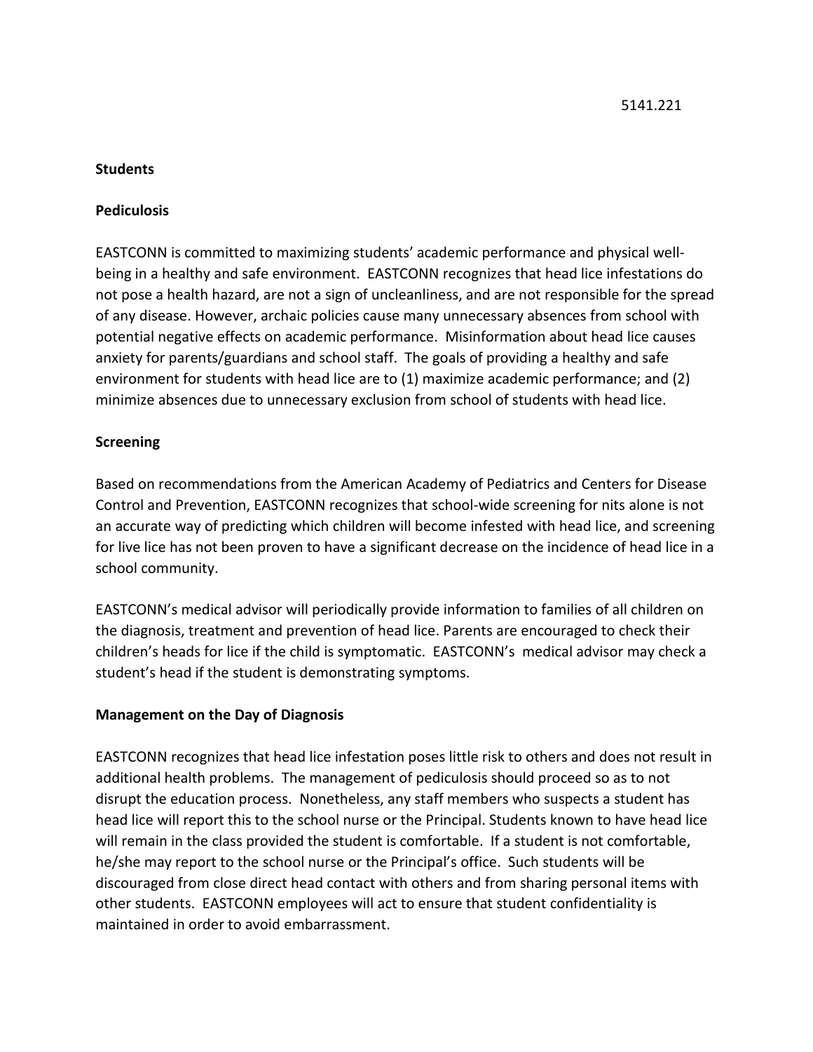5141.221

**Students**

**Pediculosis**

EASTCONN is committed to maximizing students' academic performance and physical well-being in a healthy and safe environment. EASTCONN recognizes that head lice infestations do not pose a health hazard, are not a sign of uncleanliness, and are not responsible for the spread of any disease. However, archaic policies cause many unnecessary absences from school with potential negative effects on academic performance. Misinformation about head lice causes anxiety for parents/guardians and school staff. The goals of providing a healthy and safe environment for students with head lice are to (1) maximize academic performance; and (2) minimize absences due to unnecessary exclusion from school of students with head lice.

**Screening**

Based on recommendations from the American Academy of Pediatrics and Centers for Disease Control and Prevention, EASTCONN recognizes that school-wide screening for nits alone is not an accurate way of predicting which children will become infested with head lice, and screening for live lice has not been proven to have a significant decrease on the incidence of head lice in a school community.

EASTCONN's medical advisor will periodically provide information to families of all children on the diagnosis, treatment and prevention of head lice. Parents are encouraged to check their children's heads for lice if the child is symptomatic. EASTCONN's medical advisor may check a student's head if the student is demonstrating symptoms.

**Management on the Day of Diagnosis**

EASTCONN recognizes that head lice infestation poses little risk to others and does not result in additional health problems. The management of pediculosis should proceed so as to not disrupt the education process. Nonetheless, any staff members who suspects a student has head lice will report this to the school nurse or the Principal. Students known to have head lice will remain in the class provided the student is comfortable. If a student is not comfortable, he/she may report to the school nurse or the Principal's office. Such students will be discouraged from close direct head contact with others and from sharing personal items with other students. EASTCONN employees will act to ensure that student confidentiality is maintained in order to avoid embarrassment.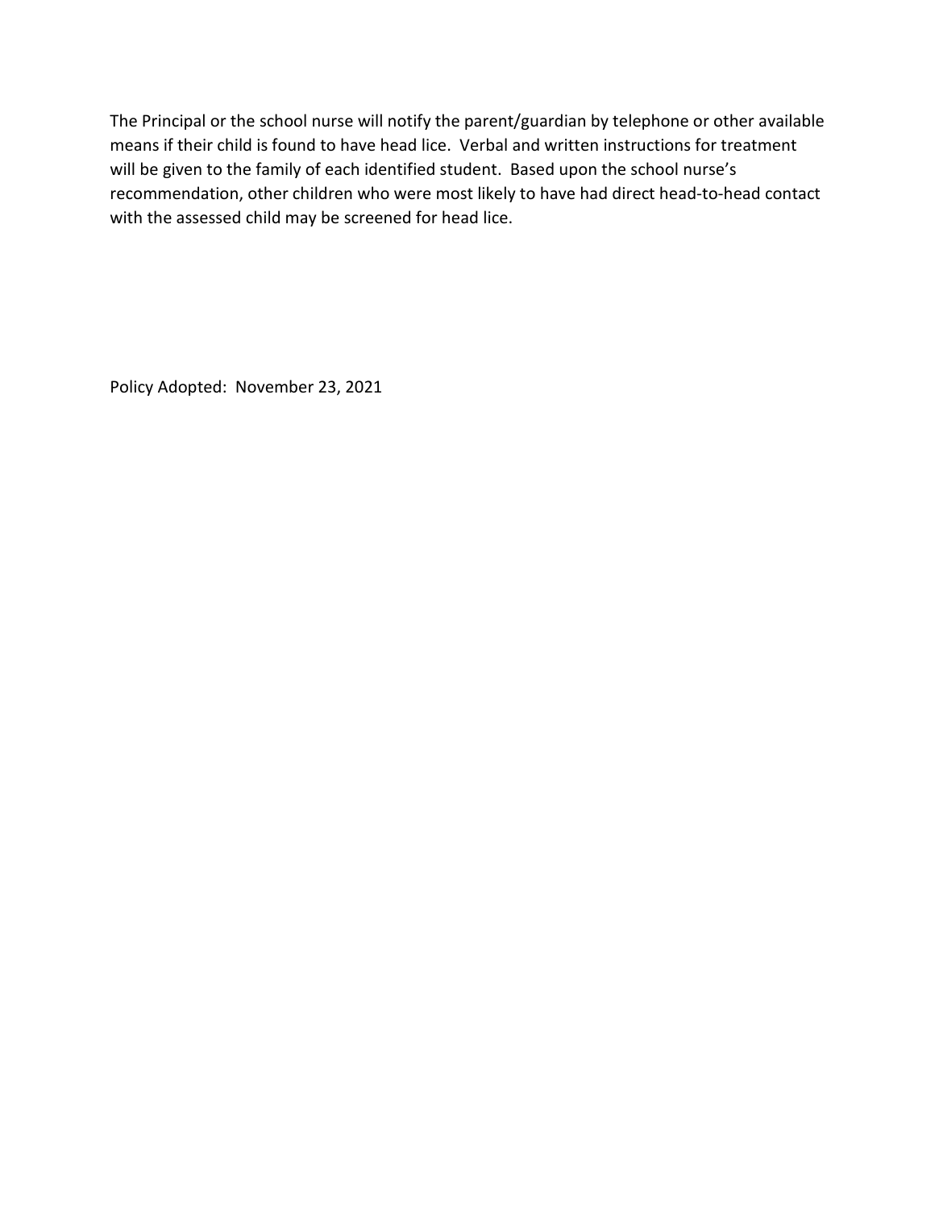The Principal or the school nurse will notify the parent/guardian by telephone or other available means if their child is found to have head lice. Verbal and written instructions for treatment will be given to the family of each identified student. Based upon the school nurse's recommendation, other children who were most likely to have had direct head-to-head contact with the assessed child may be screened for head lice.

Policy Adopted: November 23, 2021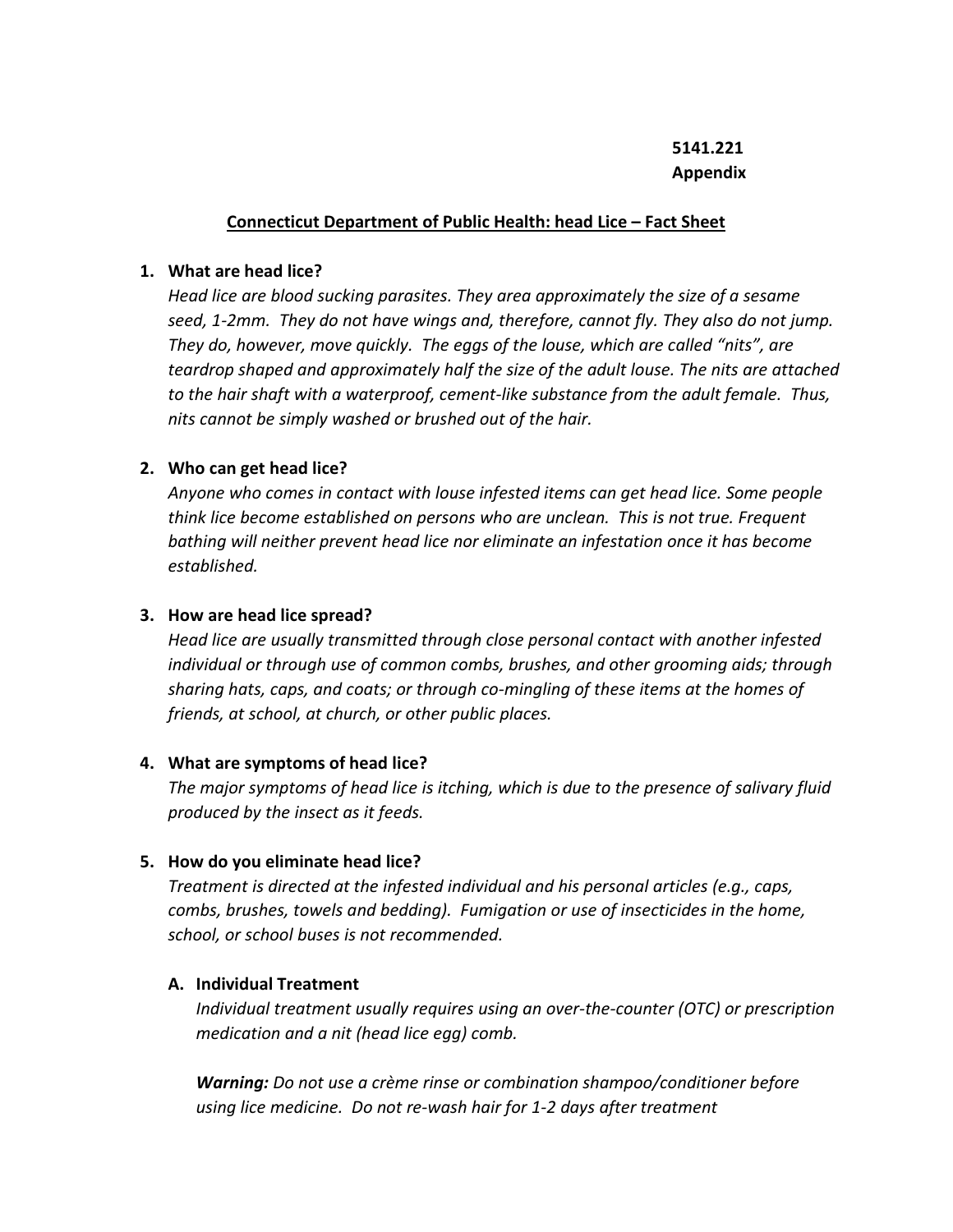**5141.221**
**Appendix**

## Connecticut Department of Public Health: head Lice – Fact Sheet

1. **What are head lice?**
   *Head lice are blood sucking parasites. They area approximately the size of a sesame seed, 1-2mm. They do not have wings and, therefore, cannot fly. They also do not jump. They do, however, move quickly. The eggs of the louse, which are called "nits", are teardrop shaped and approximately half the size of the adult louse. The nits are attached to the hair shaft with a waterproof, cement-like substance from the adult female. Thus, nits cannot be simply washed or brushed out of the hair.*

2. **Who can get head lice?**
   *Anyone who comes in contact with louse infested items can get head lice. Some people think lice become established on persons who are unclean. This is not true. Frequent bathing will neither prevent head lice nor eliminate an infestation once it has become established.*

3. **How are head lice spread?**
   *Head lice are usually transmitted through close personal contact with another infested individual or through use of common combs, brushes, and other grooming aids; through sharing hats, caps, and coats; or through co-mingling of these items at the homes of friends, at school, at church, or other public places.*

4. **What are symptoms of head lice?**
   *The major symptoms of head lice is itching, which is due to the presence of salivary fluid produced by the insect as it feeds.*

5. **How do you eliminate head lice?**
   *Treatment is directed at the infested individual and his personal articles (e.g., caps, combs, brushes, towels and bedding). Fumigation or use of insecticides in the home, school, or school buses is not recommended.*

   **A. Individual Treatment**
   *Individual treatment usually requires using an over-the-counter (OTC) or prescription medication and a nit (head lice egg) comb.*

   ***Warning:*** *Do not use a crème rinse or combination shampoo/conditioner before using lice medicine. Do not re-wash hair for 1-2 days after treatment*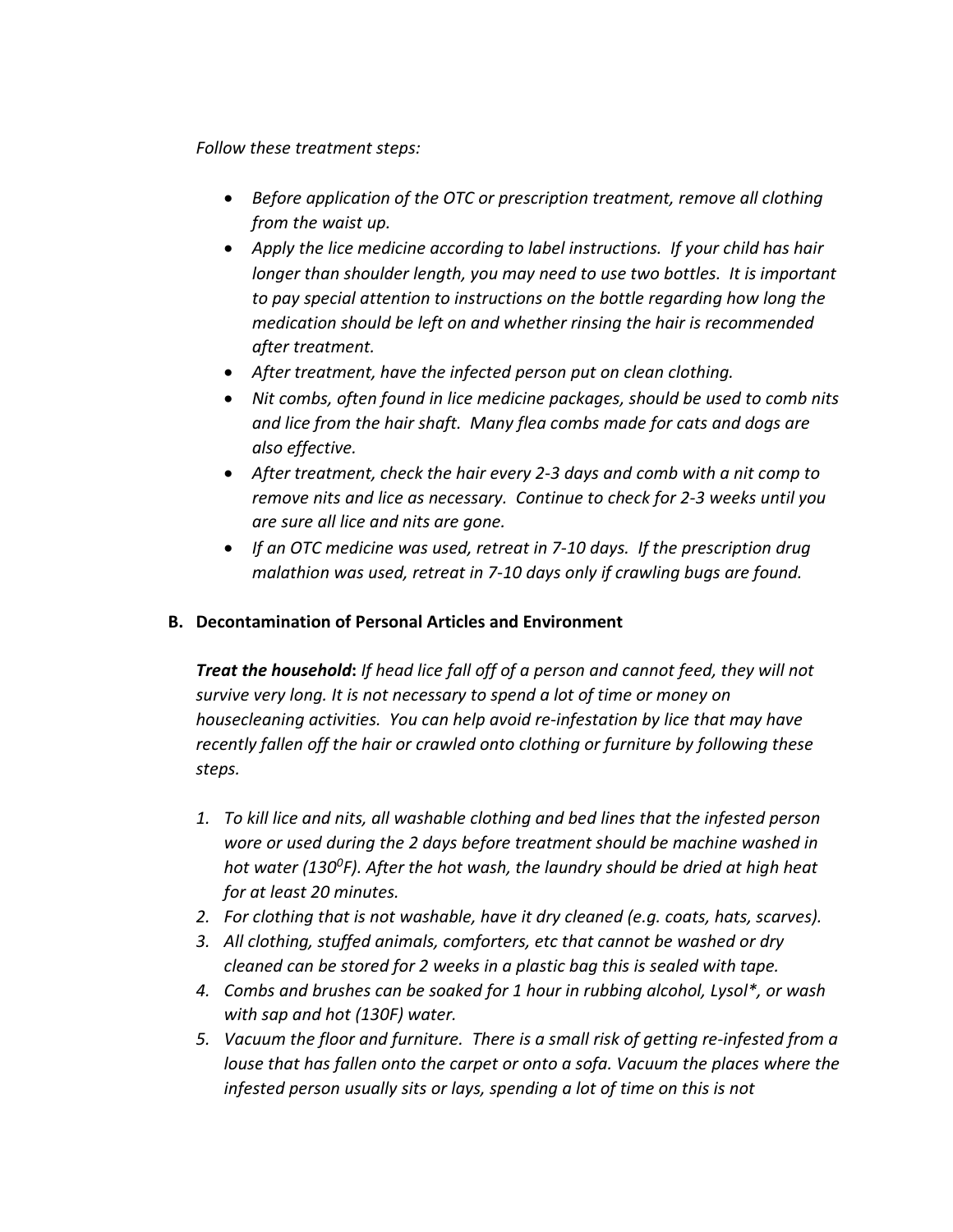*Follow these treatment steps:*

- *Before application of the OTC or prescription treatment, remove all clothing from the waist up.*
- *Apply the lice medicine according to label instructions. If your child has hair longer than shoulder length, you may need to use two bottles. It is important to pay special attention to instructions on the bottle regarding how long the medication should be left on and whether rinsing the hair is recommended after treatment.*
- *After treatment, have the infected person put on clean clothing.*
- *Nit combs, often found in lice medicine packages, should be used to comb nits and lice from the hair shaft. Many flea combs made for cats and dogs are also effective.*
- *After treatment, check the hair every 2-3 days and comb with a nit comp to remove nits and lice as necessary. Continue to check for 2-3 weeks until you are sure all lice and nits are gone.*
- *If an OTC medicine was used, retreat in 7-10 days. If the prescription drug malathion was used, retreat in 7-10 days only if crawling bugs are found.*

**B. Decontamination of Personal Articles and Environment**

***Treat the household*: *If head lice fall off of a person and cannot feed, they will not survive very long. It is not necessary to spend a lot of time or money on housecleaning activities. You can help avoid re-infestation by lice that may have recently fallen off the hair or crawled onto clothing or furniture by following these steps.***

1. *To kill lice and nits, all washable clothing and bed lines that the infested person wore or used during the 2 days before treatment should be machine washed in hot water (130$^0$F). After the hot wash, the laundry should be dried at high heat for at least 20 minutes.*
2. *For clothing that is not washable, have it dry cleaned (e.g. coats, hats, scarves).*
3. *All clothing, stuffed animals, comforters, etc that cannot be washed or dry cleaned can be stored for 2 weeks in a plastic bag this is sealed with tape.*
4. *Combs and brushes can be soaked for 1 hour in rubbing alcohol, Lysol*, or wash with sap and hot (130F) water.*
5. *Vacuum the floor and furniture. There is a small risk of getting re-infested from a louse that has fallen onto the carpet or onto a sofa. Vacuum the places where the infested person usually sits or lays, spending a lot of time on this is not*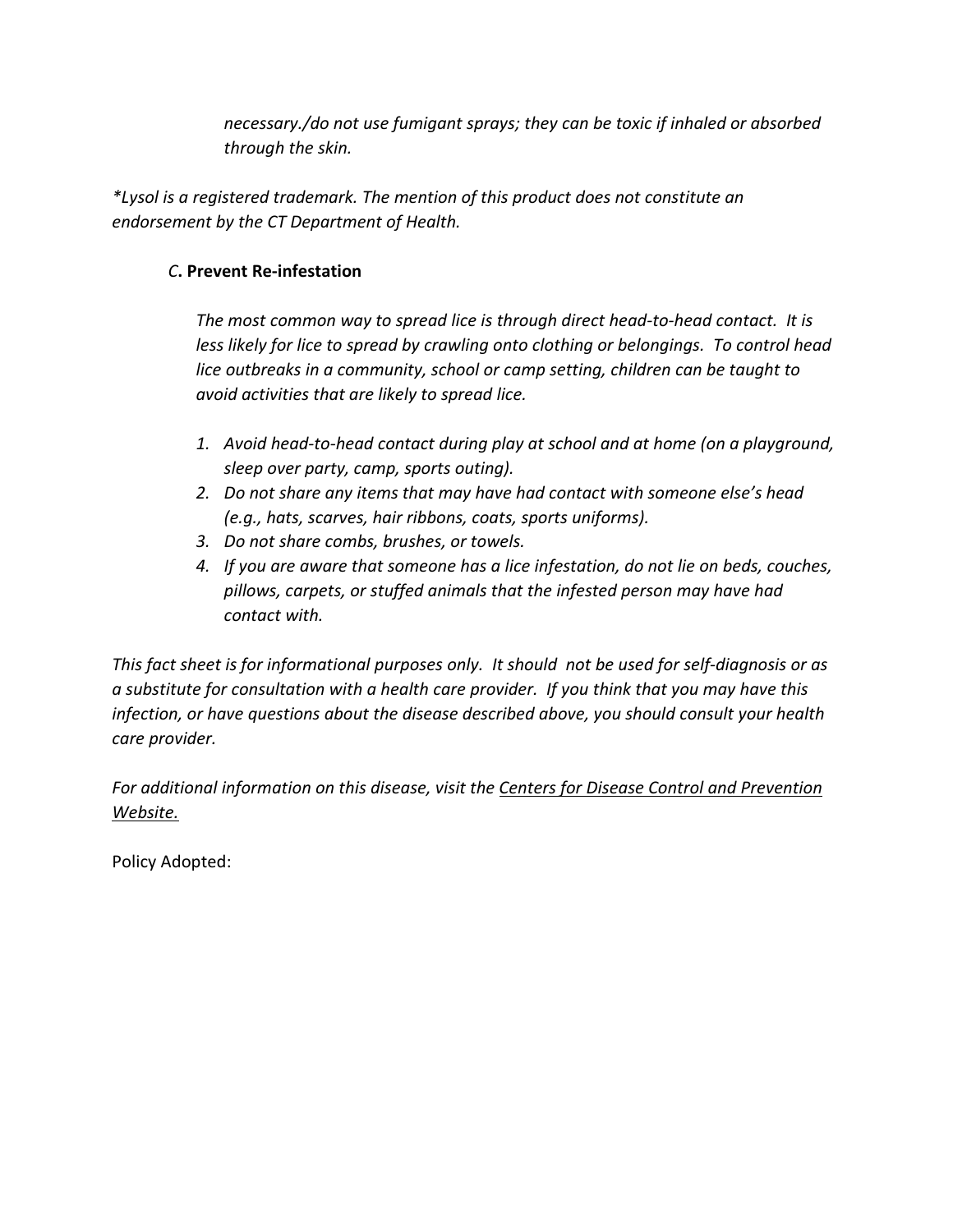*necessary./do not use fumigant sprays; they can be toxic if inhaled or absorbed through the skin.*

**Lysol is a registered trademark. The mention of this product does not constitute an endorsement by the CT Department of Health.*

### *C*. **Prevent Re-infestation**

*The most common way to spread lice is through direct head-to-head contact. It is less likely for lice to spread by crawling onto clothing or belongings. To control head lice outbreaks in a community, school or camp setting, children can be taught to avoid activities that are likely to spread lice.*

1. *Avoid head-to-head contact during play at school and at home (on a playground, sleep over party, camp, sports outing).*
2. *Do not share any items that may have had contact with someone else's head (e.g., hats, scarves, hair ribbons, coats, sports uniforms).*
3. *Do not share combs, brushes, or towels.*
4. *If you are aware that someone has a lice infestation, do not lie on beds, couches, pillows, carpets, or stuffed animals that the infested person may have had contact with.*

*This fact sheet is for informational purposes only. It should not be used for self-diagnosis or as a substitute for consultation with a health care provider. If you think that you may have this infection, or have questions about the disease described above, you should consult your health care provider.*

*For additional information on this disease, visit the Centers for Disease Control and Prevention Website.*

Policy Adopted: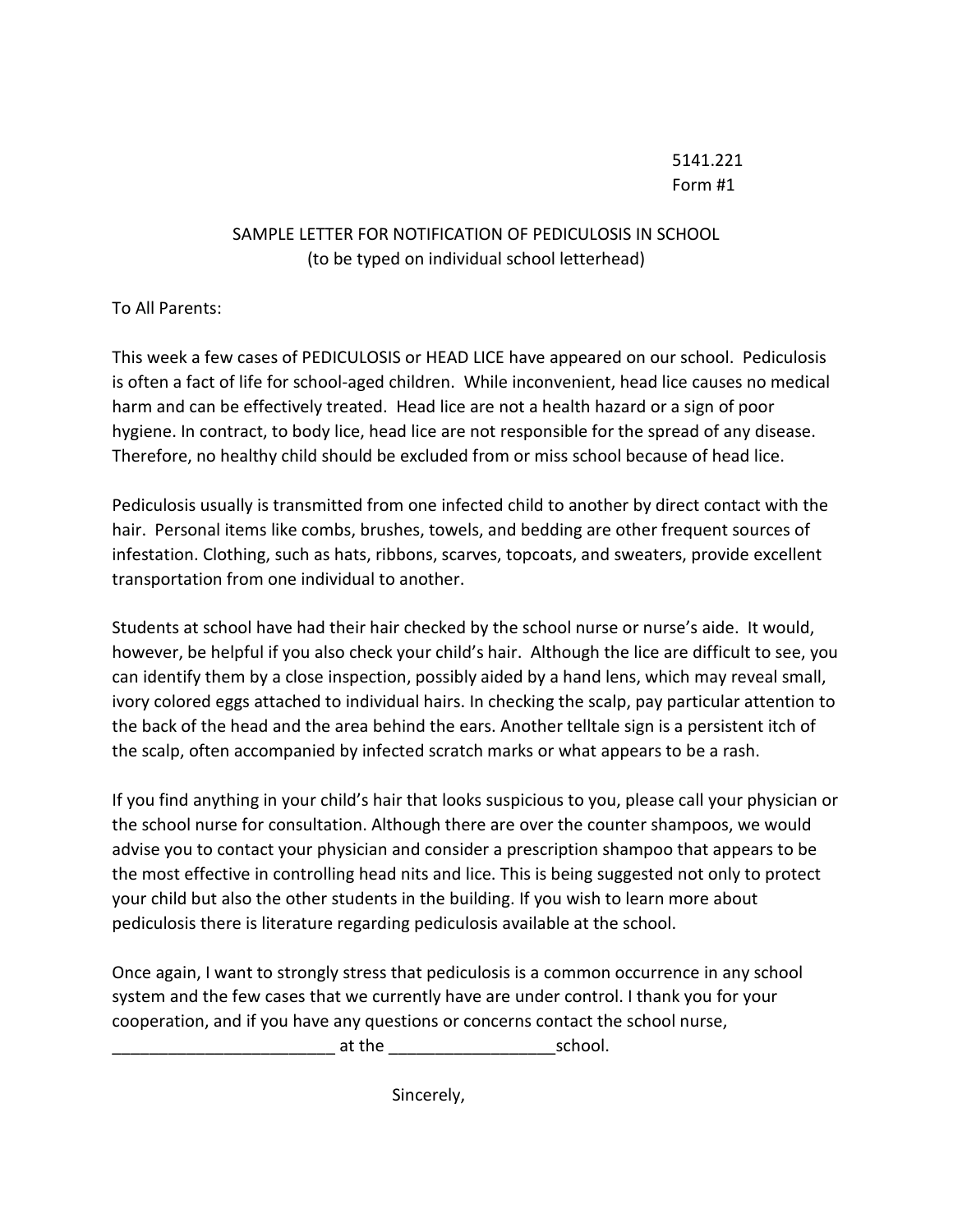5141.221
Form #1

SAMPLE LETTER FOR NOTIFICATION OF PEDICULOSIS IN SCHOOL
(to be typed on individual school letterhead)

To All Parents:

This week a few cases of PEDICULOSIS or HEAD LICE have appeared on our school. Pediculosis is often a fact of life for school-aged children. While inconvenient, head lice causes no medical harm and can be effectively treated. Head lice are not a health hazard or a sign of poor hygiene. In contract, to body lice, head lice are not responsible for the spread of any disease. Therefore, no healthy child should be excluded from or miss school because of head lice.

Pediculosis usually is transmitted from one infected child to another by direct contact with the hair. Personal items like combs, brushes, towels, and bedding are other frequent sources of infestation. Clothing, such as hats, ribbons, scarves, topcoats, and sweaters, provide excellent transportation from one individual to another.

Students at school have had their hair checked by the school nurse or nurse's aide. It would, however, be helpful if you also check your child's hair. Although the lice are difficult to see, you can identify them by a close inspection, possibly aided by a hand lens, which may reveal small, ivory colored eggs attached to individual hairs. In checking the scalp, pay particular attention to the back of the head and the area behind the ears. Another telltale sign is a persistent itch of the scalp, often accompanied by infected scratch marks or what appears to be a rash.

If you find anything in your child's hair that looks suspicious to you, please call your physician or the school nurse for consultation. Although there are over the counter shampoos, we would advise you to contact your physician and consider a prescription shampoo that appears to be the most effective in controlling head nits and lice. This is being suggested not only to protect your child but also the other students in the building. If you wish to learn more about pediculosis there is literature regarding pediculosis available at the school.

Once again, I want to strongly stress that pediculosis is a common occurrence in any school system and the few cases that we currently have are under control. I thank you for your cooperation, and if you have any questions or concerns contact the school nurse, ________________________ at the _________________school.

Sincerely,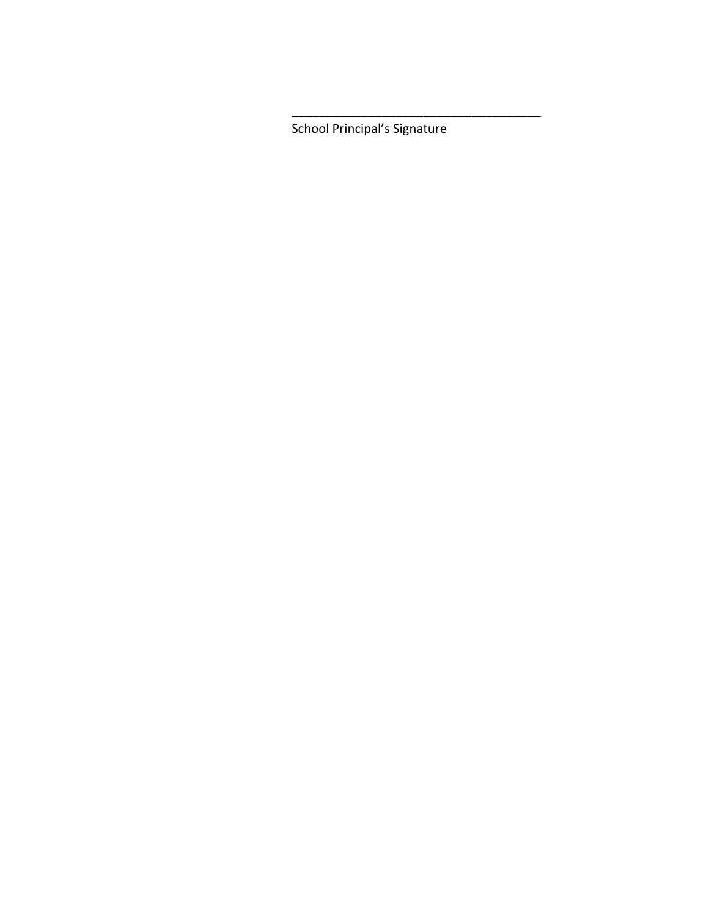_____________________________________

School Principal's Signature